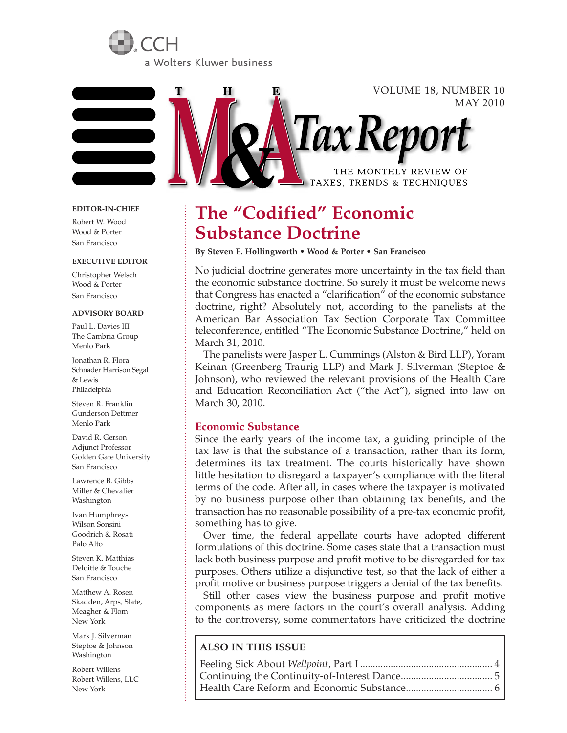CCH

a Wolters Kluwer business

# THE M&A Tax Report

VOLUME 18, NUMBER 10
MAY 2010

THE MONTHLY REVIEW OF TAXES, TRENDS & TECHNIQUES

**EDITOR-IN-CHIEF**

Robert W. Wood
Wood & Porter
San Francisco

**EXECUTIVE EDITOR**

Christopher Welsch
Wood & Porter
San Francisco

**ADVISORY BOARD**

Paul L. Davies III
The Cambria Group
Menlo Park

Jonathan R. Flora
Schnader Harrison Segal & Lewis
Philadelphia

Steven R. Franklin
Gunderson Dettmer
Menlo Park

David R. Gerson
Adjunct Professor
Golden Gate University
San Francisco

Lawrence B. Gibbs
Miller & Chevalier
Washington

Ivan Humphreys
Wilson Sonsini Goodrich & Rosati
Palo Alto

Steven K. Matthias
Deloitte & Touche
San Francisco

Matthew A. Rosen
Skadden, Arps, Slate, Meagher & Flom
New York

Mark J. Silverman
Steptoe & Johnson
Washington

Robert Willens
Robert Willens, LLC
New York

## The "Codified" Economic Substance Doctrine

**By Steven E. Hollingworth • Wood & Porter • San Francisco**

No judicial doctrine generates more uncertainty in the tax field than the economic substance doctrine. So surely it must be welcome news that Congress has enacted a "clarification" of the economic substance doctrine, right? Absolutely not, according to the panelists at the American Bar Association Tax Section Corporate Tax Committee teleconference, entitled "The Economic Substance Doctrine," held on March 31, 2010.

The panelists were Jasper L. Cummings (Alston & Bird LLP), Yoram Keinan (Greenberg Traurig LLP) and Mark J. Silverman (Steptoe & Johnson), who reviewed the relevant provisions of the Health Care and Education Reconciliation Act ("the Act"), signed into law on March 30, 2010.

### Economic Substance

Since the early years of the income tax, a guiding principle of the tax law is that the substance of a transaction, rather than its form, determines its tax treatment. The courts historically have shown little hesitation to disregard a taxpayer's compliance with the literal terms of the code. After all, in cases where the taxpayer is motivated by no business purpose other than obtaining tax benefits, and the transaction has no reasonable possibility of a pre-tax economic profit, something has to give.

Over time, the federal appellate courts have adopted different formulations of this doctrine. Some cases state that a transaction must lack both business purpose and profit motive to be disregarded for tax purposes. Others utilize a disjunctive test, so that the lack of either a profit motive or business purpose triggers a denial of the tax benefits.

Still other cases view the business purpose and profit motive components as mere factors in the court's overall analysis. Adding to the controversy, some commentators have criticized the doctrine

**ALSO IN THIS ISSUE**

- Feeling Sick About *Wellpoint*, Part I .................................................. 4
- Continuing the Continuity-of-Interest Dance.................................... 5
- Health Care Reform and Economic Substance.................................. 6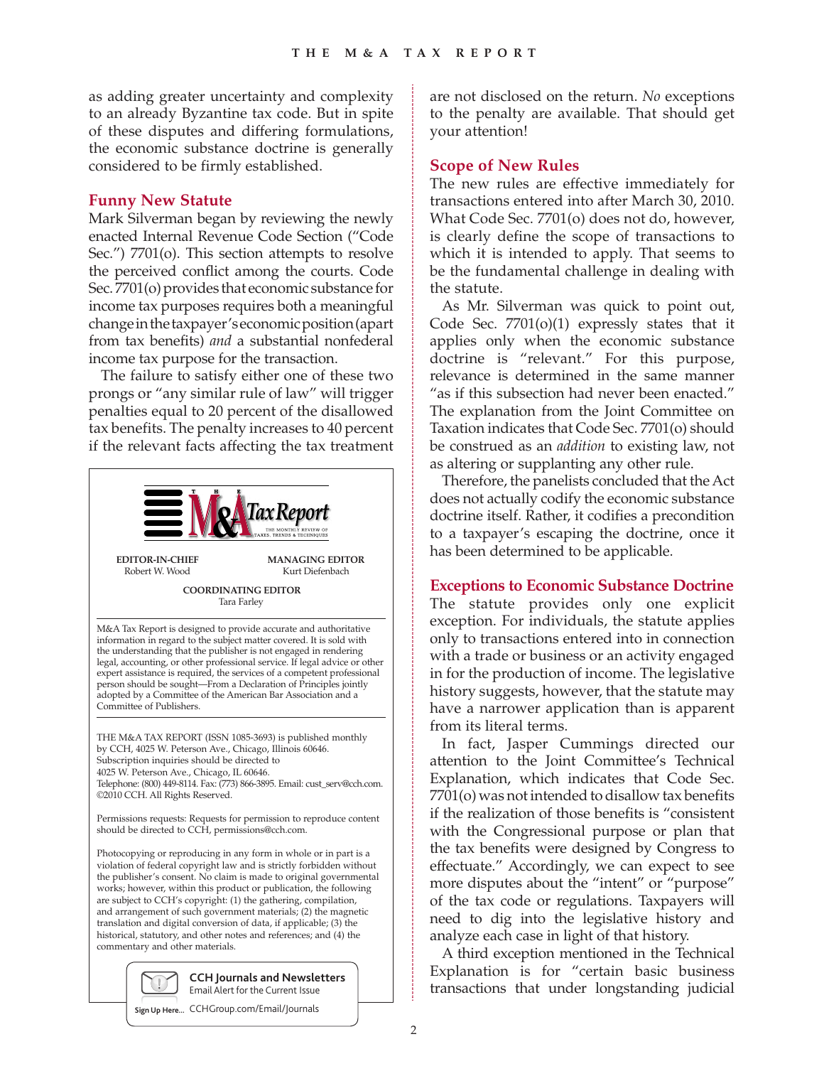as adding greater uncertainty and complexity to an already Byzantine tax code. But in spite of these disputes and differing formulations, the economic substance doctrine is generally considered to be firmly established.

## Funny New Statute

Mark Silverman began by reviewing the newly enacted Internal Revenue Code Section ("Code Sec.") 7701(o). This section attempts to resolve the perceived conflict among the courts. Code Sec. 7701(o) provides that economic substance for income tax purposes requires both a meaningful change in the taxpayer's economic position (apart from tax benefits) *and* a substantial nonfederal income tax purpose for the transaction.

The failure to satisfy either one of these two prongs or "any similar rule of law" will trigger penalties equal to 20 percent of the disallowed tax benefits. The penalty increases to 40 percent if the relevant facts affecting the tax treatment are not disclosed on the return. *No* exceptions to the penalty are available. That should get your attention!

## Scope of New Rules

The new rules are effective immediately for transactions entered into after March 30, 2010. What Code Sec. 7701(o) does not do, however, is clearly define the scope of transactions to which it is intended to apply. That seems to be the fundamental challenge in dealing with the statute.

As Mr. Silverman was quick to point out, Code Sec. 7701(o)(1) expressly states that it applies only when the economic substance doctrine is "relevant." For this purpose, relevance is determined in the same manner "as if this subsection had never been enacted." The explanation from the Joint Committee on Taxation indicates that Code Sec. 7701(o) should be construed as an *addition* to existing law, not as altering or supplanting any other rule.

Therefore, the panelists concluded that the Act does not actually codify the economic substance doctrine itself. Rather, it codifies a precondition to a taxpayer's escaping the doctrine, once it has been determined to be applicable.

## Exceptions to Economic Substance Doctrine

The statute provides only one explicit exception. For individuals, the statute applies only to transactions entered into in connection with a trade or business or an activity engaged in for the production of income. The legislative history suggests, however, that the statute may have a narrower application than is apparent from its literal terms.

In fact, Jasper Cummings directed our attention to the Joint Committee's Technical Explanation, which indicates that Code Sec. 7701(o) was not intended to disallow tax benefits if the realization of those benefits is "consistent with the Congressional purpose or plan that the tax benefits were designed by Congress to effectuate." Accordingly, we can expect to see more disputes about the "intent" or "purpose" of the tax code or regulations. Taxpayers will need to dig into the legislative history and analyze each case in light of that history.

A third exception mentioned in the Technical Explanation is for "certain basic business transactions that under longstanding judicial

---

**THE M&A Tax Report** — THE MONTHLY REVIEW OF TAXES, TRENDS & TECHNIQUES

**EDITOR-IN-CHIEF**
Robert W. Wood

**MANAGING EDITOR**
Kurt Diefenbach

**COORDINATING EDITOR**
Tara Farley

M&A Tax Report is designed to provide accurate and authoritative information in regard to the subject matter covered. It is sold with the understanding that the publisher is not engaged in rendering legal, accounting, or other professional service. If legal advice or other expert assistance is required, the services of a competent professional person should be sought—From a Declaration of Principles jointly adopted by a Committee of the American Bar Association and a Committee of Publishers.

THE M&A TAX REPORT (ISSN 1085-3693) is published monthly by CCH, 4025 W. Peterson Ave., Chicago, Illinois 60646. Subscription inquiries should be directed to 4025 W. Peterson Ave., Chicago, IL 60646. Telephone: (800) 449-8114. Fax: (773) 866-3895. Email: cust_serv@cch.com. ©2010 CCH. All Rights Reserved.

Permissions requests: Requests for permission to reproduce content should be directed to CCH, permissions@cch.com.

Photocopying or reproducing in any form in whole or in part is a violation of federal copyright law and is strictly forbidden without the publisher's consent. No claim is made to original governmental works; however, within this product or publication, the following are subject to CCH's copyright: (1) the gathering, compilation, and arrangement of such government materials; (2) the magnetic translation and digital conversion of data, if applicable; (3) the historical, statutory, and other notes and references; and (4) the commentary and other materials.

**CCH Journals and Newsletters**
Email Alert for the Current Issue
Sign Up Here... CCHGroup.com/Email/Journals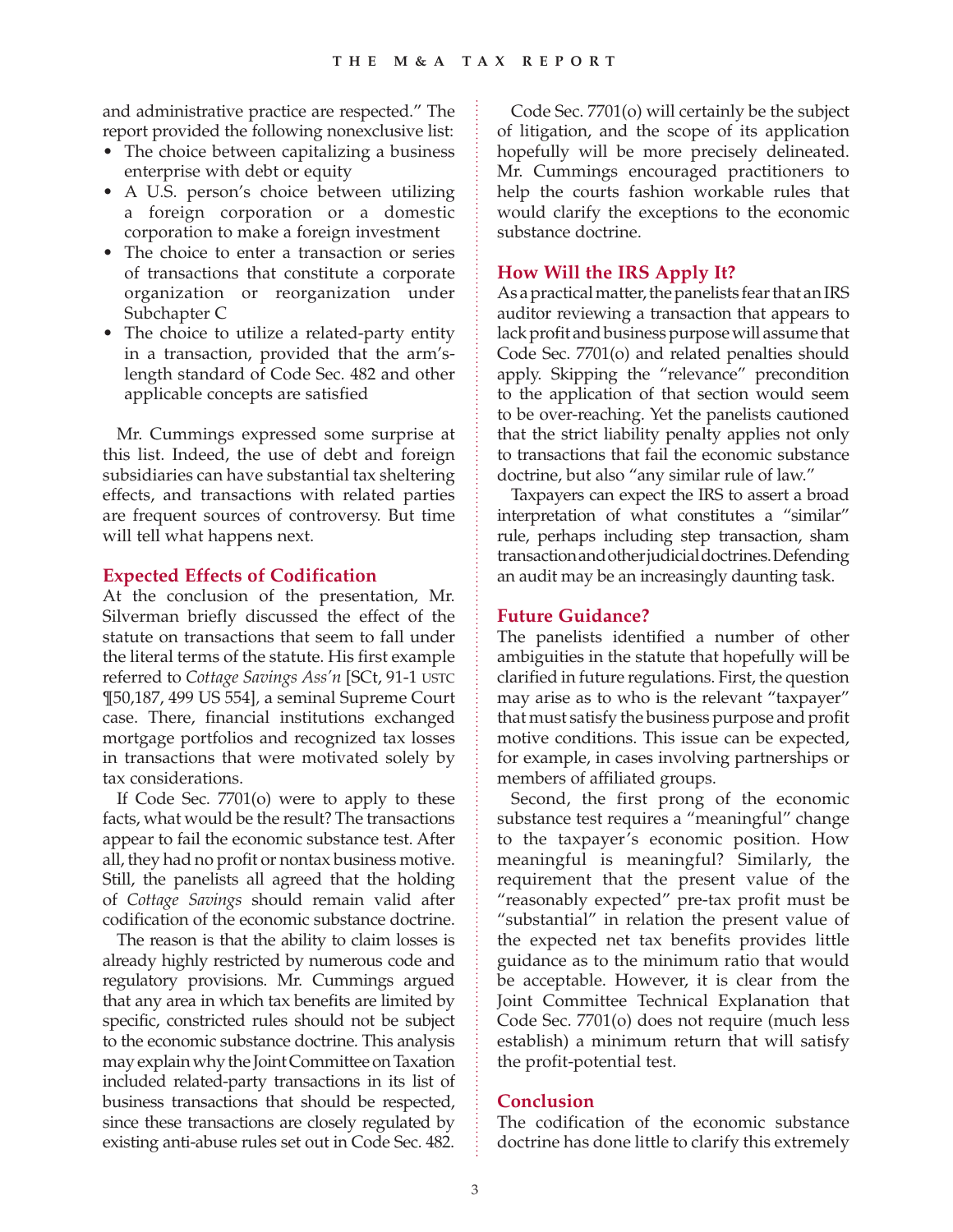and administrative practice are respected." The report provided the following nonexclusive list:

- The choice between capitalizing a business enterprise with debt or equity
- A U.S. person's choice between utilizing a foreign corporation or a domestic corporation to make a foreign investment
- The choice to enter a transaction or series of transactions that constitute a corporate organization or reorganization under Subchapter C
- The choice to utilize a related-party entity in a transaction, provided that the arm's-length standard of Code Sec. 482 and other applicable concepts are satisfied

Mr. Cummings expressed some surprise at this list. Indeed, the use of debt and foreign subsidiaries can have substantial tax sheltering effects, and transactions with related parties are frequent sources of controversy. But time will tell what happens next.

## Expected Effects of Codification

At the conclusion of the presentation, Mr. Silverman briefly discussed the effect of the statute on transactions that seem to fall under the literal terms of the statute. His first example referred to *Cottage Savings Ass'n* [SCt, 91-1 USTC ¶50,187, 499 US 554], a seminal Supreme Court case. There, financial institutions exchanged mortgage portfolios and recognized tax losses in transactions that were motivated solely by tax considerations.

If Code Sec. 7701(o) were to apply to these facts, what would be the result? The transactions appear to fail the economic substance test. After all, they had no profit or nontax business motive. Still, the panelists all agreed that the holding of *Cottage Savings* should remain valid after codification of the economic substance doctrine.

The reason is that the ability to claim losses is already highly restricted by numerous code and regulatory provisions. Mr. Cummings argued that any area in which tax benefits are limited by specific, constricted rules should not be subject to the economic substance doctrine. This analysis may explain why the Joint Committee on Taxation included related-party transactions in its list of business transactions that should be respected, since these transactions are closely regulated by existing anti-abuse rules set out in Code Sec. 482.

Code Sec. 7701(o) will certainly be the subject of litigation, and the scope of its application hopefully will be more precisely delineated. Mr. Cummings encouraged practitioners to help the courts fashion workable rules that would clarify the exceptions to the economic substance doctrine.

## How Will the IRS Apply It?

As a practical matter, the panelists fear that an IRS auditor reviewing a transaction that appears to lack profit and business purpose will assume that Code Sec. 7701(o) and related penalties should apply. Skipping the "relevance" precondition to the application of that section would seem to be over-reaching. Yet the panelists cautioned that the strict liability penalty applies not only to transactions that fail the economic substance doctrine, but also "any similar rule of law."

Taxpayers can expect the IRS to assert a broad interpretation of what constitutes a "similar" rule, perhaps including step transaction, sham transaction and other judicial doctrines. Defending an audit may be an increasingly daunting task.

## Future Guidance?

The panelists identified a number of other ambiguities in the statute that hopefully will be clarified in future regulations. First, the question may arise as to who is the relevant "taxpayer" that must satisfy the business purpose and profit motive conditions. This issue can be expected, for example, in cases involving partnerships or members of affiliated groups.

Second, the first prong of the economic substance test requires a "meaningful" change to the taxpayer's economic position. How meaningful is meaningful? Similarly, the requirement that the present value of the "reasonably expected" pre-tax profit must be "substantial" in relation the present value of the expected net tax benefits provides little guidance as to the minimum ratio that would be acceptable. However, it is clear from the Joint Committee Technical Explanation that Code Sec. 7701(o) does not require (much less establish) a minimum return that will satisfy the profit-potential test.

## Conclusion

The codification of the economic substance doctrine has done little to clarify this extremely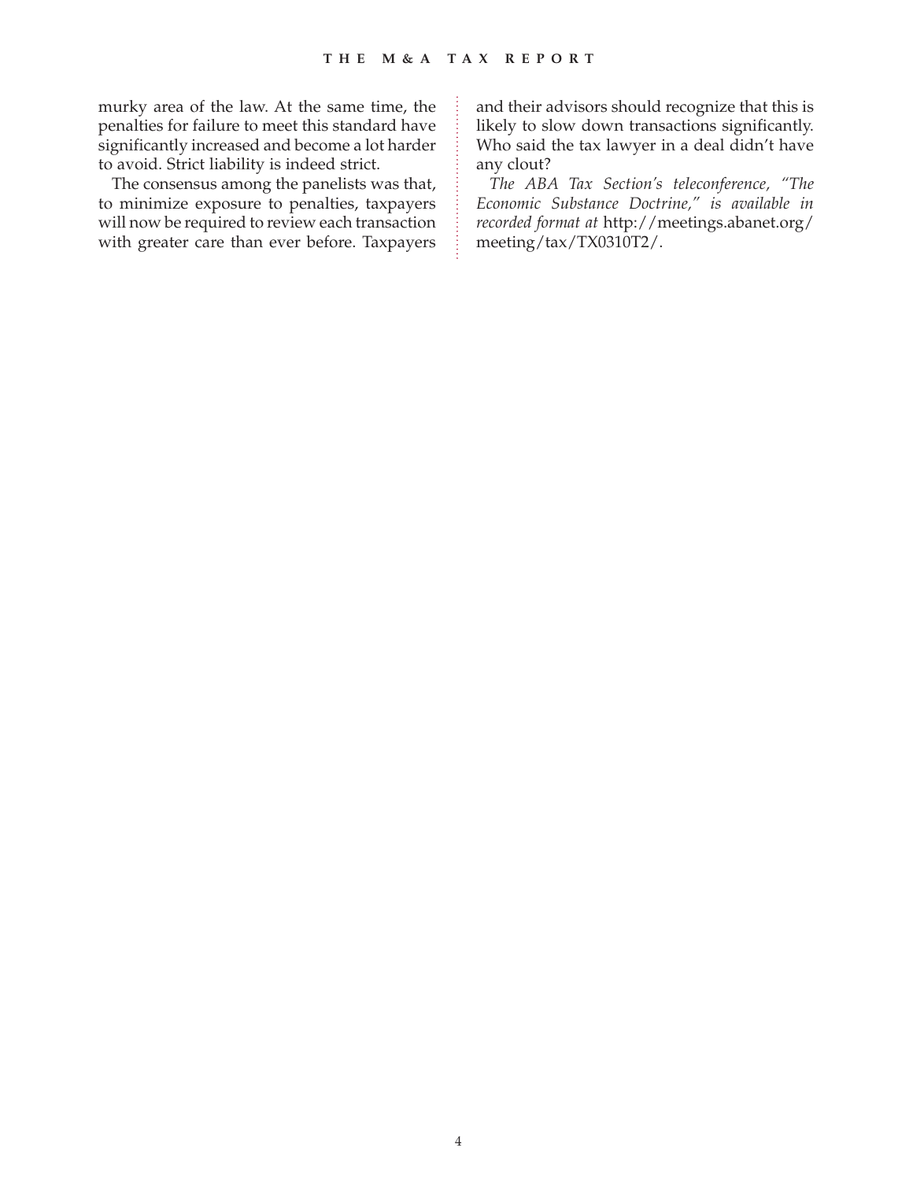murky area of the law. At the same time, the penalties for failure to meet this standard have significantly increased and become a lot harder to avoid. Strict liability is indeed strict.

The consensus among the panelists was that, to minimize exposure to penalties, taxpayers will now be required to review each transaction with greater care than ever before. Taxpayers and their advisors should recognize that this is likely to slow down transactions significantly. Who said the tax lawyer in a deal didn't have any clout?

*The ABA Tax Section's teleconference, "The Economic Substance Doctrine," is available in recorded format at* http://meetings.abanet.org/meeting/tax/TX0310T2/.